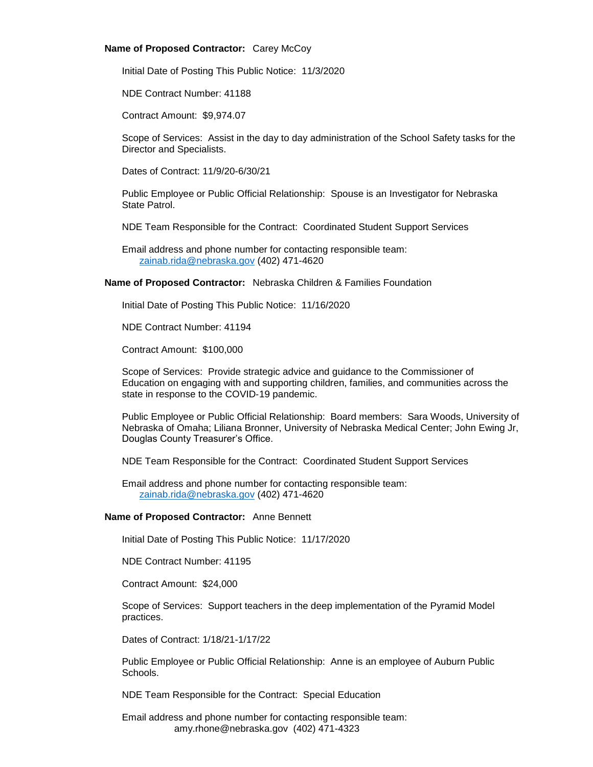**Name of Proposed Contractor:** Carey McCoy

Initial Date of Posting This Public Notice: 11/3/2020

NDE Contract Number: 41188

Contract Amount: $9,974.07

Scope of Services: Assist in the day to day administration of the School Safety tasks for the Director and Specialists.

Dates of Contract: 11/9/20-6/30/21

Public Employee or Public Official Relationship: Spouse is an Investigator for Nebraska State Patrol.

NDE Team Responsible for the Contract: Coordinated Student Support Services

Email address and phone number for contacting responsible team:
zainab.rida@nebraska.gov (402) 471-4620

**Name of Proposed Contractor:** Nebraska Children & Families Foundation

Initial Date of Posting This Public Notice: 11/16/2020

NDE Contract Number: 41194

Contract Amount: $100,000

Scope of Services: Provide strategic advice and guidance to the Commissioner of Education on engaging with and supporting children, families, and communities across the state in response to the COVID-19 pandemic.

Public Employee or Public Official Relationship: Board members: Sara Woods, University of Nebraska of Omaha; Liliana Bronner, University of Nebraska Medical Center; John Ewing Jr, Douglas County Treasurer's Office.

NDE Team Responsible for the Contract: Coordinated Student Support Services

Email address and phone number for contacting responsible team:
zainab.rida@nebraska.gov (402) 471-4620

**Name of Proposed Contractor:** Anne Bennett

Initial Date of Posting This Public Notice: 11/17/2020

NDE Contract Number: 41195

Contract Amount: $24,000

Scope of Services: Support teachers in the deep implementation of the Pyramid Model practices.

Dates of Contract: 1/18/21-1/17/22

Public Employee or Public Official Relationship: Anne is an employee of Auburn Public Schools.

NDE Team Responsible for the Contract: Special Education

Email address and phone number for contacting responsible team:
amy.rhone@nebraska.gov (402) 471-4323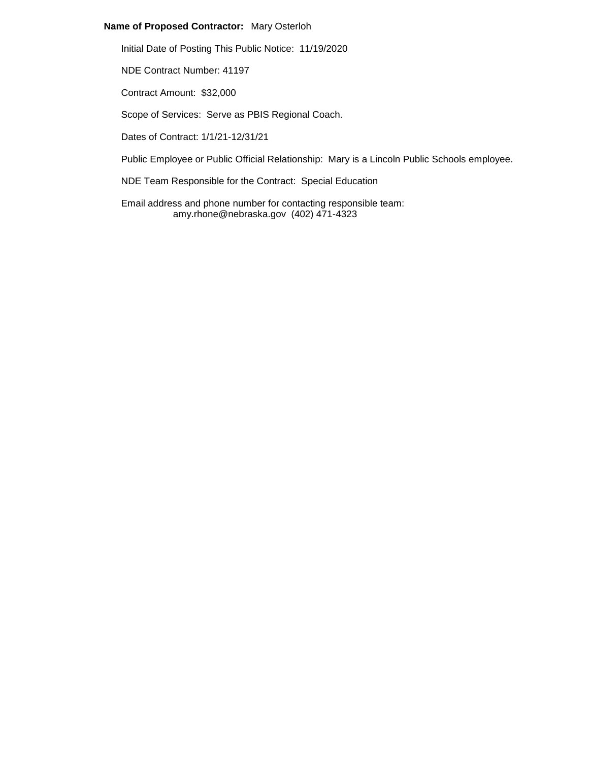**Name of Proposed Contractor:** Mary Osterloh

Initial Date of Posting This Public Notice: 11/19/2020

NDE Contract Number: 41197

Contract Amount: $32,000

Scope of Services: Serve as PBIS Regional Coach.

Dates of Contract: 1/1/21-12/31/21

Public Employee or Public Official Relationship: Mary is a Lincoln Public Schools employee.

NDE Team Responsible for the Contract: Special Education

Email address and phone number for contacting responsible team:
amy.rhone@nebraska.gov (402) 471-4323